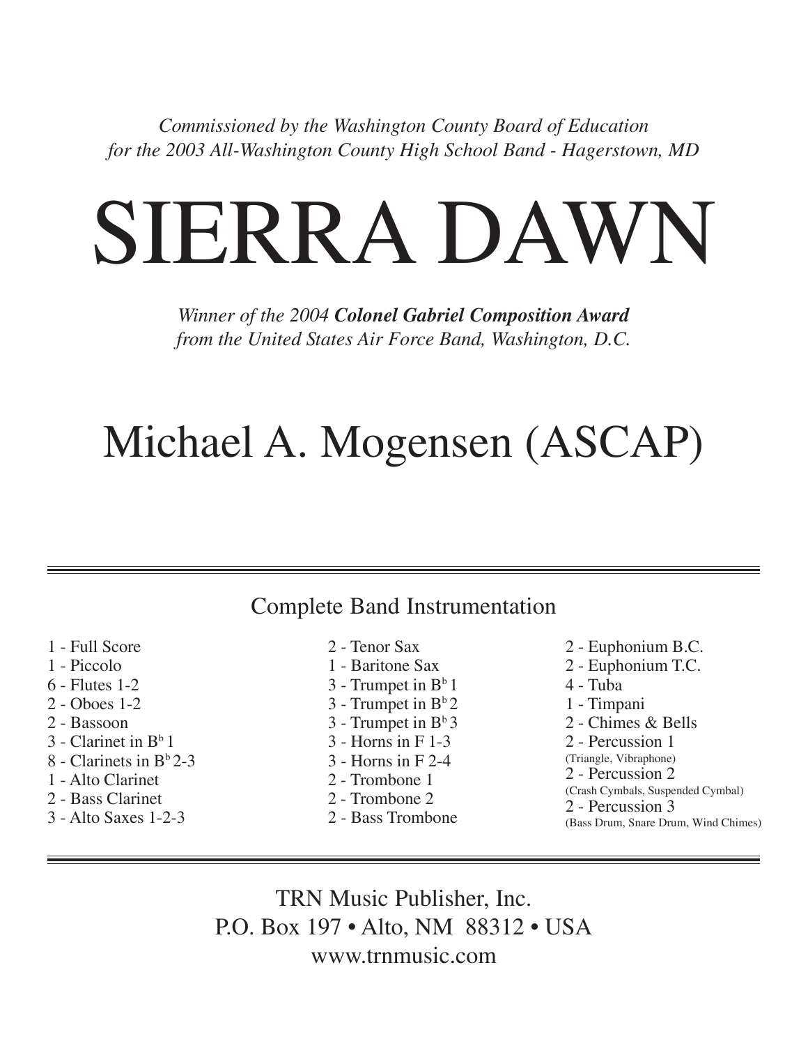*Commissioned by the Washington County Board of Education*
*for the 2003 All-Washington County High School Band - Hagerstown, MD*

# SIERRA DAWN

*Winner of the 2004* ***Colonel Gabriel Composition Award***
*from the United States Air Force Band, Washington, D.C.*

## Michael A. Mogensen (ASCAP)

---

### Complete Band Instrumentation

- 1 - Full Score
- 1 - Piccolo
- 6 - Flutes 1-2
- 2 - Oboes 1-2
- 2 - Bassoon
- 3 - Clarinet in B♭ 1
- 8 - Clarinets in B♭ 2-3
- 1 - Alto Clarinet
- 2 - Bass Clarinet
- 3 - Alto Saxes 1-2-3
- 2 - Tenor Sax
- 1 - Baritone Sax
- 3 - Trumpet in B♭ 1
- 3 - Trumpet in B♭ 2
- 3 - Trumpet in B♭ 3
- 3 - Horns in F 1-3
- 3 - Horns in F 2-4
- 2 - Trombone 1
- 2 - Trombone 2
- 2 - Bass Trombone
- 2 - Euphonium B.C.
- 2 - Euphonium T.C.
- 4 - Tuba
- 1 - Timpani
- 2 - Chimes & Bells
- 2 - Percussion 1 (Triangle, Vibraphone)
- 2 - Percussion 2 (Crash Cymbals, Suspended Cymbal)
- 2 - Percussion 3 (Bass Drum, Snare Drum, Wind Chimes)

---

TRN Music Publisher, Inc.
P.O. Box 197 • Alto, NM 88312 • USA
www.trnmusic.com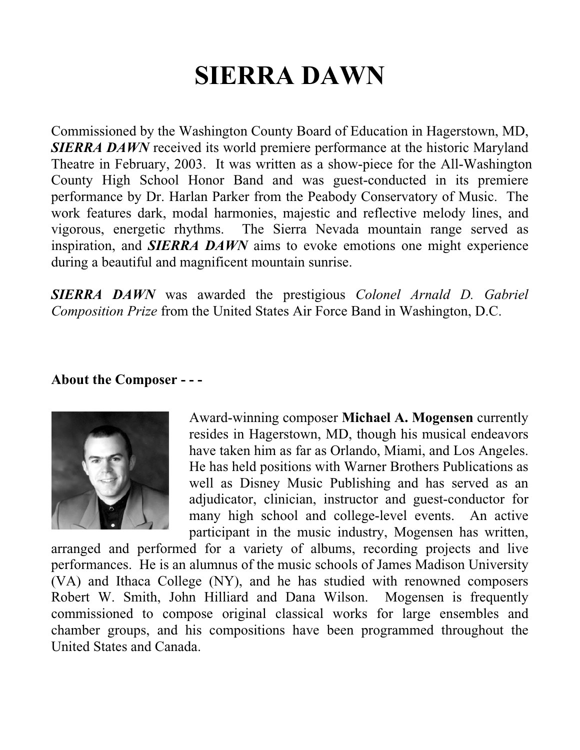# SIERRA DAWN

Commissioned by the Washington County Board of Education in Hagerstown, MD, ***SIERRA DAWN*** received its world premiere performance at the historic Maryland Theatre in February, 2003. It was written as a show-piece for the All-Washington County High School Honor Band and was guest-conducted in its premiere performance by Dr. Harlan Parker from the Peabody Conservatory of Music. The work features dark, modal harmonies, majestic and reflective melody lines, and vigorous, energetic rhythms. The Sierra Nevada mountain range served as inspiration, and ***SIERRA DAWN*** aims to evoke emotions one might experience during a beautiful and magnificent mountain sunrise.

***SIERRA DAWN*** was awarded the prestigious *Colonel Arnald D. Gabriel Composition Prize* from the United States Air Force Band in Washington, D.C.

**About the Composer - - -**

Award-winning composer **Michael A. Mogensen** currently resides in Hagerstown, MD, though his musical endeavors have taken him as far as Orlando, Miami, and Los Angeles. He has held positions with Warner Brothers Publications as well as Disney Music Publishing and has served as an adjudicator, clinician, instructor and guest-conductor for many high school and college-level events. An active participant in the music industry, Mogensen has written, arranged and performed for a variety of albums, recording projects and live performances. He is an alumnus of the music schools of James Madison University (VA) and Ithaca College (NY), and he has studied with renowned composers Robert W. Smith, John Hilliard and Dana Wilson. Mogensen is frequently commissioned to compose original classical works for large ensembles and chamber groups, and his compositions have been programmed throughout the United States and Canada.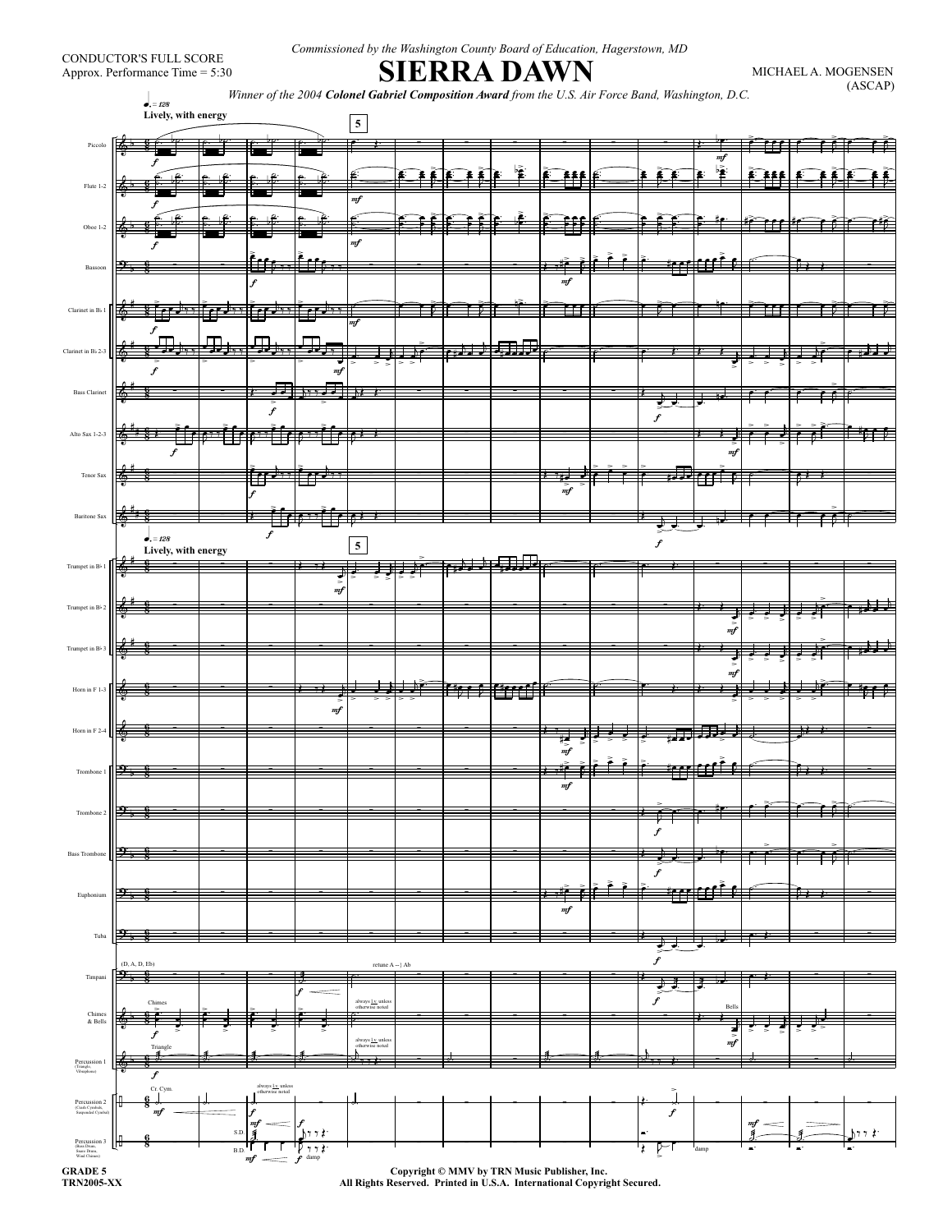Commissioned by the Washington County Board of Education, Hagerstown, MD

CONDUCTOR'S FULL SCORE
Approx. Performance Time = 5:30

# SIERRA DAWN

MICHAEL A. MOGENSEN
(ASCAP)

*Winner of the 2004 **Colonel Gabriel Composition Award** from the U.S. Air Force Band, Washington, D.C.*

Copyright © MMV by TRN Music Publisher, Inc.
All Rights Reserved. Printed in U.S.A. International Copyright Secured.

GRADE 5
TRN2005-XX